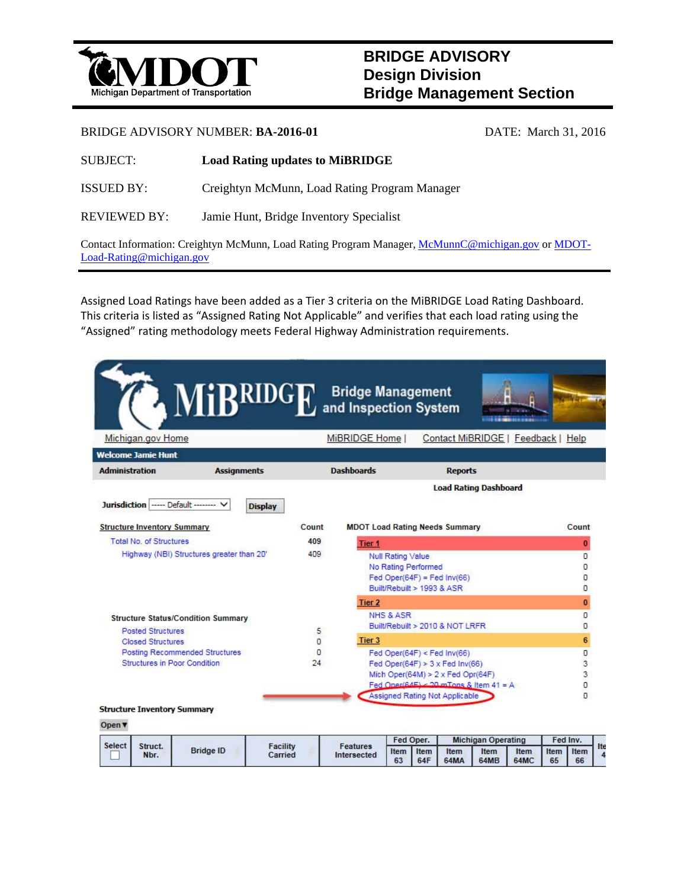# BRIDGE ADVISORY
## Design Division
## Bridge Management Section

MDOT
Michigan Department of Transportation

BRIDGE ADVISORY NUMBER: **BA-2016-01** DATE: March 31, 2016

SUBJECT: **Load Rating updates to MiBRIDGE**

ISSUED BY: Creightyn McMunn, Load Rating Program Manager

REVIEWED BY: Jamie Hunt, Bridge Inventory Specialist

Contact Information: Creightyn McMunn, Load Rating Program Manager, McMunnC@michigan.gov or MDOT-Load-Rating@michigan.gov

---

Assigned Load Ratings have been added as a Tier 3 criteria on the MiBRIDGE Load Rating Dashboard. This criteria is listed as "Assigned Rating Not Applicable" and verifies that each load rating using the "Assigned" rating methodology meets Federal Highway Administration requirements.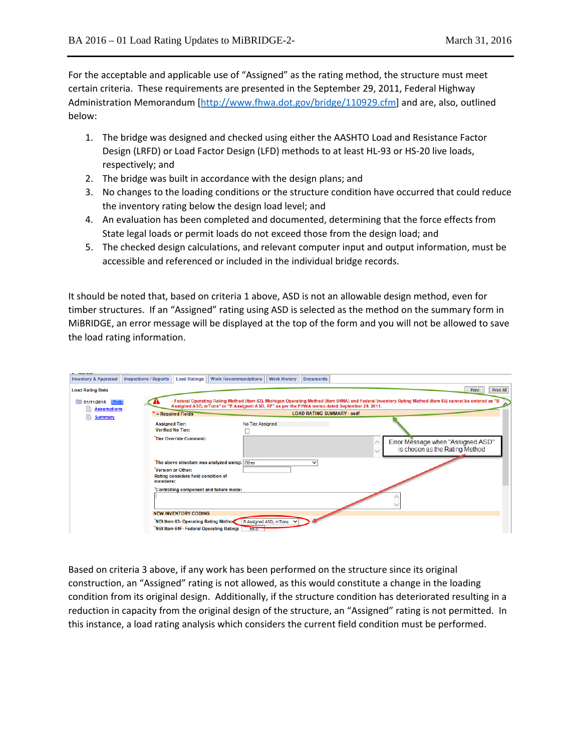For the acceptable and applicable use of "Assigned" as the rating method, the structure must meet certain criteria. These requirements are presented in the September 29, 2011, Federal Highway Administration Memorandum [http://www.fhwa.dot.gov/bridge/110929.cfm] and are, also, outlined below:

1. The bridge was designed and checked using either the AASHTO Load and Resistance Factor Design (LRFD) or Load Factor Design (LFD) methods to at least HL-93 or HS-20 live loads, respectively; and
2. The bridge was built in accordance with the design plans; and
3. No changes to the loading conditions or the structure condition have occurred that could reduce the inventory rating below the design load level; and
4. An evaluation has been completed and documented, determining that the force effects from State legal loads or permit loads do not exceed those from the design load; and
5. The checked design calculations, and relevant computer input and output information, must be accessible and referenced or included in the individual bridge records.

It should be noted that, based on criteria 1 above, ASD is not an allowable design method, even for timber structures. If an "Assigned" rating using ASD is selected as the method on the summary form in MiBRIDGE, an error message will be displayed at the top of the form and you will not be allowed to save the load rating information.

Error Message when "Assigned ASD" is chosen as the Rating Method

Based on criteria 3 above, if any work has been performed on the structure since its original construction, an "Assigned" rating is not allowed, as this would constitute a change in the loading condition from its original design. Additionally, if the structure condition has deteriorated resulting in a reduction in capacity from the original design of the structure, an "Assigned" rating is not permitted. In this instance, a load rating analysis which considers the current field condition must be performed.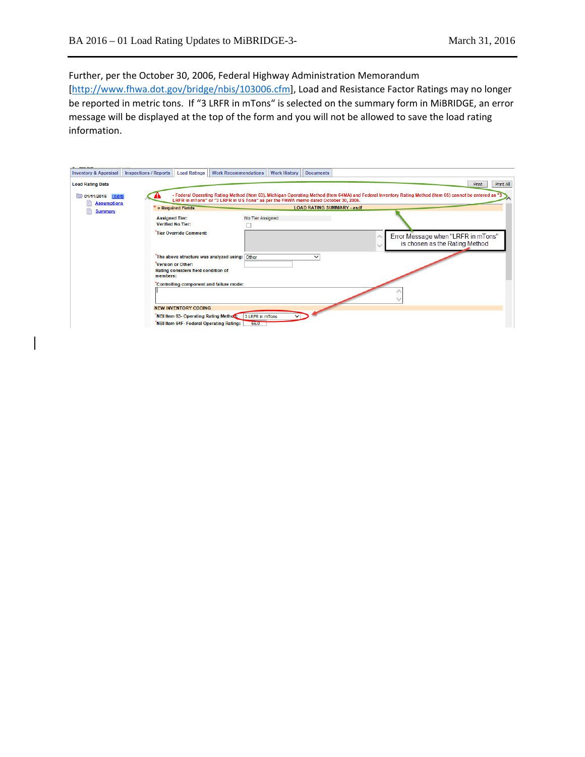Further, per the October 30, 2006, Federal Highway Administration Memorandum [http://www.fhwa.dot.gov/bridge/nbis/103006.cfm], Load and Resistance Factor Ratings may no longer be reported in metric tons. If “3 LRFR in mTons“ is selected on the summary form in MiBRIDGE, an error message will be displayed at the top of the form and you will not be allowed to save the load rating information.

Inventory & Appraisal | Inspections / Reports | Load Ratings | Work Recommendations | Work History | Documents

Load Rating Data

Print | Print All

01/11/2016 [Edit]

Assumptions

Summary

- Federal Operating Rating Method (Item 63), Michigan Operating Method (Item 64MA) and Federal Inventory Rating Method (Item 65) cannot be entered as "3 LRFR in mTons" or "3 LRFR in US Tons" as per the FHWA memo dated October 30, 2006.

* = Required Fields

LOAD RATING SUMMARY - asdf

Assigned Tier: No Tier Assigned

Verified No Tier:

*Tier Override Comment:

Error Message when "LRFR in mTons" is chosen as the Rating Method

*The above structure was analyzed using: Other

*Version or Other:

Rating considers field condition of members:

*Controlling component and failure mode:

NEW INVENTORY CODING

*NBI Item 63- Operating Rating Method: 3 LRFR in mTons

*NBI Item 64F- Federal Operating Rating: 66.0